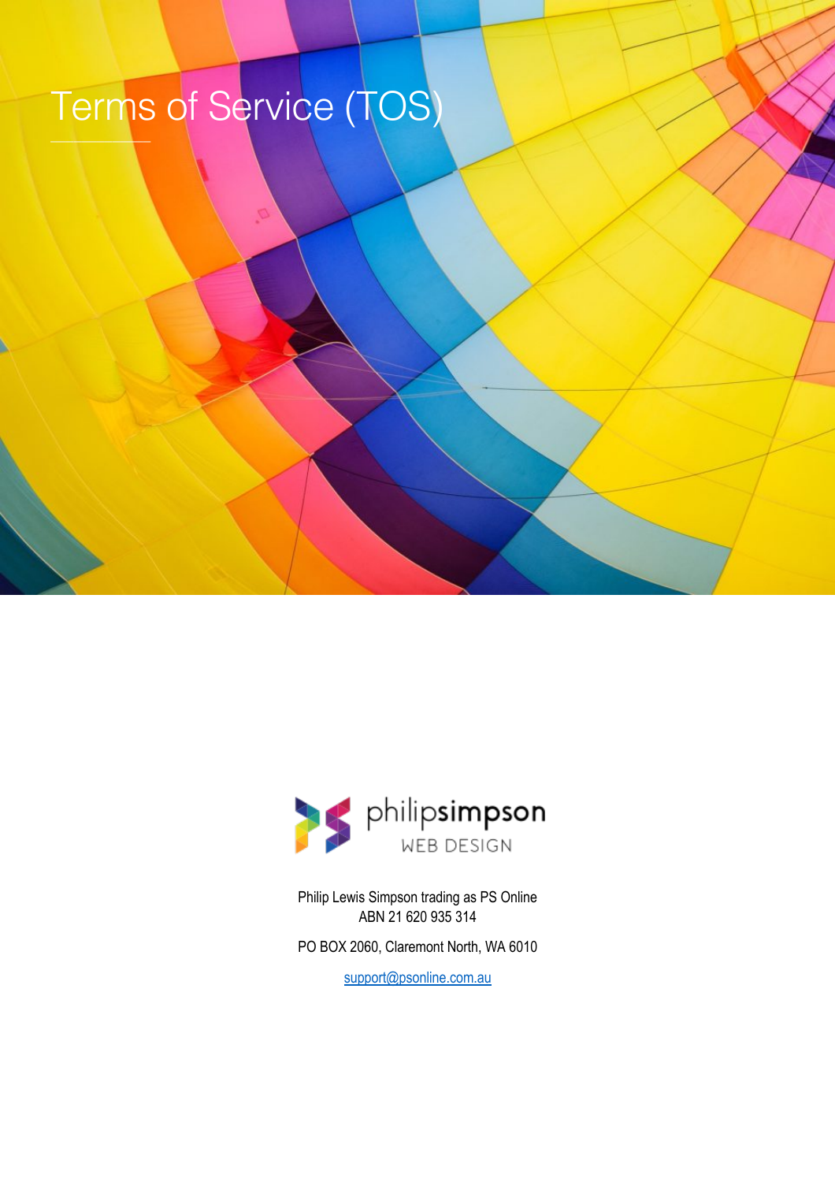# Terms of Service (TOS)

philipsimpson
WEB DESIGN

Philip Lewis Simpson trading as PS Online
ABN 21 620 935 314

PO BOX 2060, Claremont North, WA 6010

support@psonline.com.au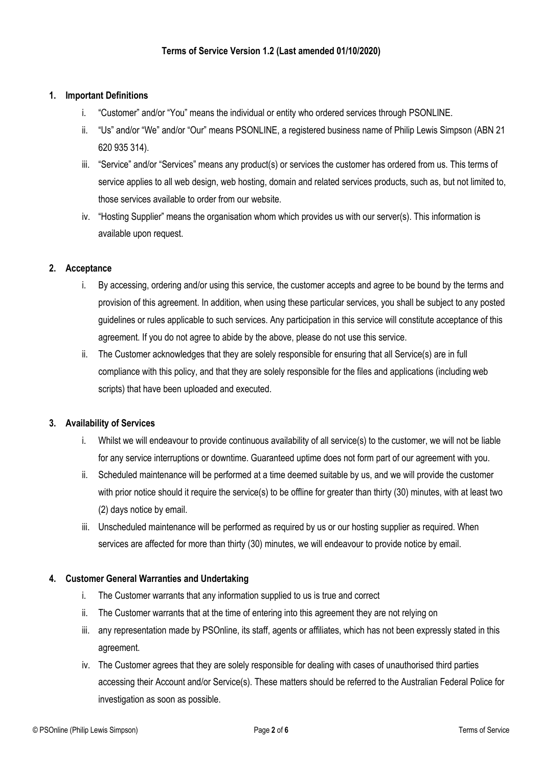**Terms of Service Version 1.2 (Last amended 01/10/2020)**

## 1. Important Definitions

i. "Customer" and/or "You" means the individual or entity who ordered services through PSONLINE.

ii. "Us" and/or "We" and/or "Our" means PSONLINE, a registered business name of Philip Lewis Simpson (ABN 21 620 935 314).

iii. "Service" and/or "Services" means any product(s) or services the customer has ordered from us. This terms of service applies to all web design, web hosting, domain and related services products, such as, but not limited to, those services available to order from our website.

iv. "Hosting Supplier" means the organisation whom which provides us with our server(s). This information is available upon request.

## 2. Acceptance

i. By accessing, ordering and/or using this service, the customer accepts and agree to be bound by the terms and provision of this agreement. In addition, when using these particular services, you shall be subject to any posted guidelines or rules applicable to such services. Any participation in this service will constitute acceptance of this agreement. If you do not agree to abide by the above, please do not use this service.

ii. The Customer acknowledges that they are solely responsible for ensuring that all Service(s) are in full compliance with this policy, and that they are solely responsible for the files and applications (including web scripts) that have been uploaded and executed.

## 3. Availability of Services

i. Whilst we will endeavour to provide continuous availability of all service(s) to the customer, we will not be liable for any service interruptions or downtime. Guaranteed uptime does not form part of our agreement with you.

ii. Scheduled maintenance will be performed at a time deemed suitable by us, and we will provide the customer with prior notice should it require the service(s) to be offline for greater than thirty (30) minutes, with at least two (2) days notice by email.

iii. Unscheduled maintenance will be performed as required by us or our hosting supplier as required. When services are affected for more than thirty (30) minutes, we will endeavour to provide notice by email.

## 4. Customer General Warranties and Undertaking

i. The Customer warrants that any information supplied to us is true and correct

ii. The Customer warrants that at the time of entering into this agreement they are not relying on

iii. any representation made by PSOnline, its staff, agents or affiliates, which has not been expressly stated in this agreement.

iv. The Customer agrees that they are solely responsible for dealing with cases of unauthorised third parties accessing their Account and/or Service(s). These matters should be referred to the Australian Federal Police for investigation as soon as possible.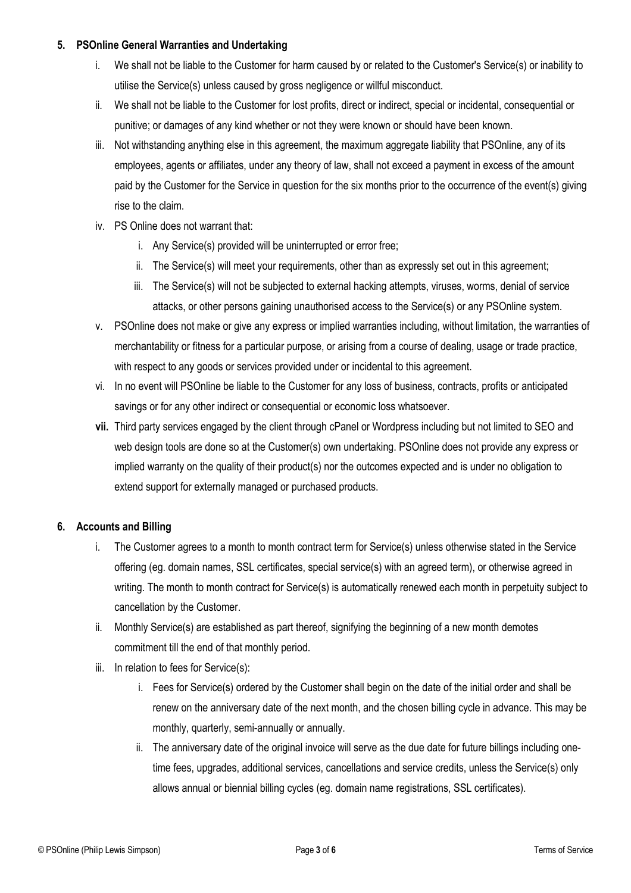## 5. PSOnline General Warranties and Undertaking

i. We shall not be liable to the Customer for harm caused by or related to the Customer's Service(s) or inability to utilise the Service(s) unless caused by gross negligence or willful misconduct.

ii. We shall not be liable to the Customer for lost profits, direct or indirect, special or incidental, consequential or punitive; or damages of any kind whether or not they were known or should have been known.

iii. Not withstanding anything else in this agreement, the maximum aggregate liability that PSOnline, any of its employees, agents or affiliates, under any theory of law, shall not exceed a payment in excess of the amount paid by the Customer for the Service in question for the six months prior to the occurrence of the event(s) giving rise to the claim.

iv. PS Online does not warrant that:

   i. Any Service(s) provided will be uninterrupted or error free;

   ii. The Service(s) will meet your requirements, other than as expressly set out in this agreement;

   iii. The Service(s) will not be subjected to external hacking attempts, viruses, worms, denial of service attacks, or other persons gaining unauthorised access to the Service(s) or any PSOnline system.

v. PSOnline does not make or give any express or implied warranties including, without limitation, the warranties of merchantability or fitness for a particular purpose, or arising from a course of dealing, usage or trade practice, with respect to any goods or services provided under or incidental to this agreement.

vi. In no event will PSOnline be liable to the Customer for any loss of business, contracts, profits or anticipated savings or for any other indirect or consequential or economic loss whatsoever.

**vii.** Third party services engaged by the client through cPanel or Wordpress including but not limited to SEO and web design tools are done so at the Customer(s) own undertaking. PSOnline does not provide any express or implied warranty on the quality of their product(s) nor the outcomes expected and is under no obligation to extend support for externally managed or purchased products.

## 6. Accounts and Billing

i. The Customer agrees to a month to month contract term for Service(s) unless otherwise stated in the Service offering (eg. domain names, SSL certificates, special service(s) with an agreed term), or otherwise agreed in writing. The month to month contract for Service(s) is automatically renewed each month in perpetuity subject to cancellation by the Customer.

ii. Monthly Service(s) are established as part thereof, signifying the beginning of a new month demotes commitment till the end of that monthly period.

iii. In relation to fees for Service(s):

   i. Fees for Service(s) ordered by the Customer shall begin on the date of the initial order and shall be renew on the anniversary date of the next month, and the chosen billing cycle in advance. This may be monthly, quarterly, semi-annually or annually.

   ii. The anniversary date of the original invoice will serve as the due date for future billings including one-time fees, upgrades, additional services, cancellations and service credits, unless the Service(s) only allows annual or biennial billing cycles (eg. domain name registrations, SSL certificates).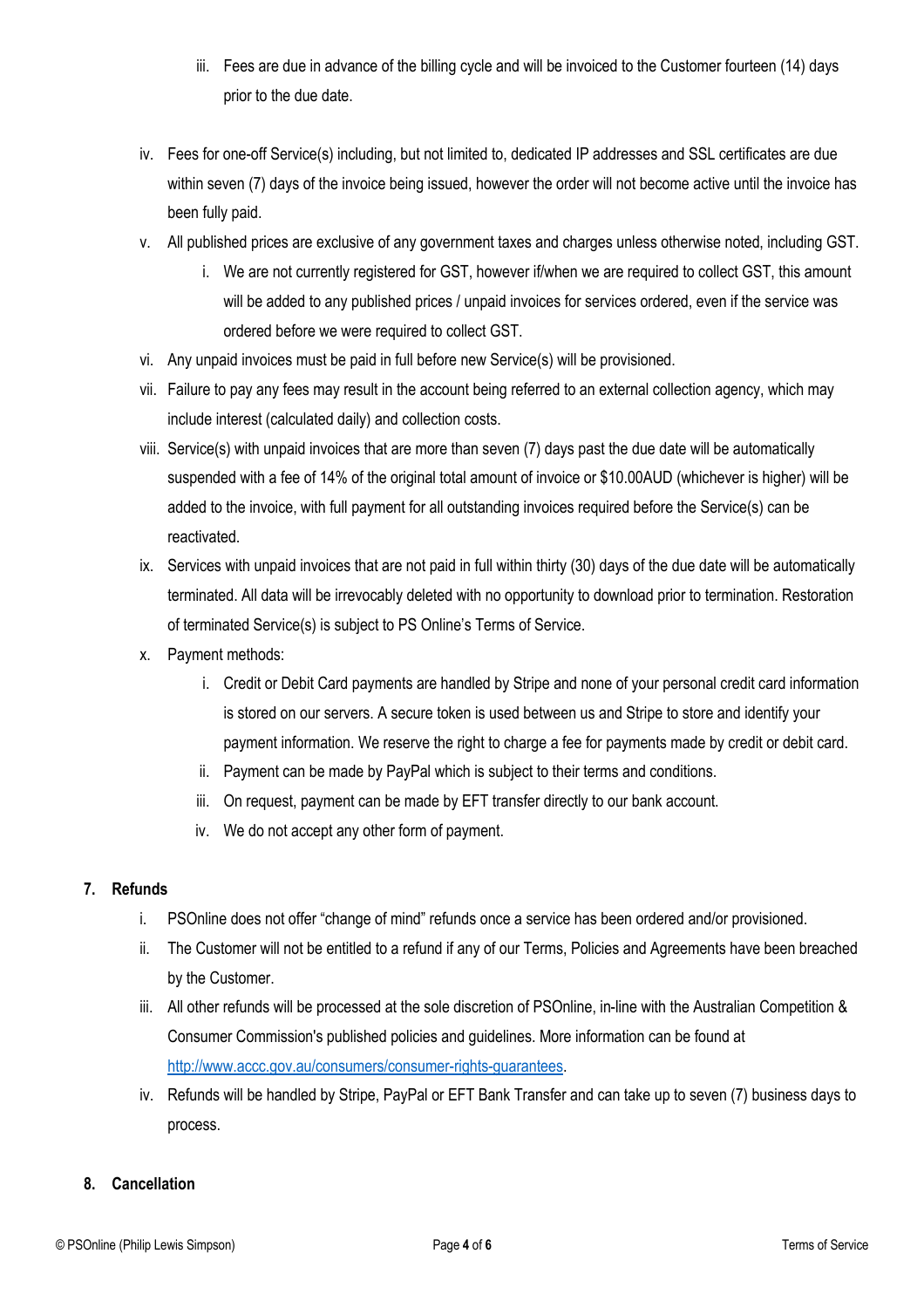iii. Fees are due in advance of the billing cycle and will be invoiced to the Customer fourteen (14) days prior to the due date.

iv. Fees for one-off Service(s) including, but not limited to, dedicated IP addresses and SSL certificates are due within seven (7) days of the invoice being issued, however the order will not become active until the invoice has been fully paid.

v. All published prices are exclusive of any government taxes and charges unless otherwise noted, including GST.
   i. We are not currently registered for GST, however if/when we are required to collect GST, this amount will be added to any published prices / unpaid invoices for services ordered, even if the service was ordered before we were required to collect GST.

vi. Any unpaid invoices must be paid in full before new Service(s) will be provisioned.

vii. Failure to pay any fees may result in the account being referred to an external collection agency, which may include interest (calculated daily) and collection costs.

viii. Service(s) with unpaid invoices that are more than seven (7) days past the due date will be automatically suspended with a fee of 14% of the original total amount of invoice or $10.00AUD (whichever is higher) will be added to the invoice, with full payment for all outstanding invoices required before the Service(s) can be reactivated.

ix. Services with unpaid invoices that are not paid in full within thirty (30) days of the due date will be automatically terminated. All data will be irrevocably deleted with no opportunity to download prior to termination. Restoration of terminated Service(s) is subject to PS Online's Terms of Service.

x. Payment methods:
   i. Credit or Debit Card payments are handled by Stripe and none of your personal credit card information is stored on our servers. A secure token is used between us and Stripe to store and identify your payment information. We reserve the right to charge a fee for payments made by credit or debit card.
   ii. Payment can be made by PayPal which is subject to their terms and conditions.
   iii. On request, payment can be made by EFT transfer directly to our bank account.
   iv. We do not accept any other form of payment.

## 7. Refunds

i. PSOnline does not offer "change of mind" refunds once a service has been ordered and/or provisioned.

ii. The Customer will not be entitled to a refund if any of our Terms, Policies and Agreements have been breached by the Customer.

iii. All other refunds will be processed at the sole discretion of PSOnline, in-line with the Australian Competition & Consumer Commission's published policies and guidelines. More information can be found at [http://www.accc.gov.au/consumers/consumer-rights-guarantees](http://www.accc.gov.au/consumers/consumer-rights-guarantees).

iv. Refunds will be handled by Stripe, PayPal or EFT Bank Transfer and can take up to seven (7) business days to process.

## 8. Cancellation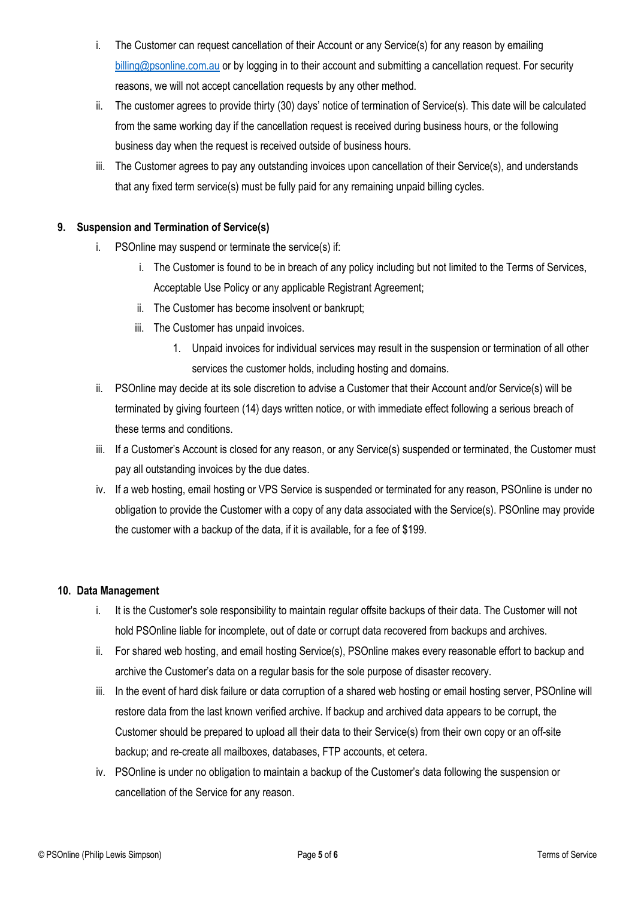i. The Customer can request cancellation of their Account or any Service(s) for any reason by emailing [billing@psonline.com.au](mailto:billing@psonline.com.au) or by logging in to their account and submitting a cancellation request. For security reasons, we will not accept cancellation requests by any other method.

ii. The customer agrees to provide thirty (30) days' notice of termination of Service(s). This date will be calculated from the same working day if the cancellation request is received during business hours, or the following business day when the request is received outside of business hours.

iii. The Customer agrees to pay any outstanding invoices upon cancellation of their Service(s), and understands that any fixed term service(s) must be fully paid for any remaining unpaid billing cycles.

## 9. Suspension and Termination of Service(s)

i. PSOnline may suspend or terminate the service(s) if:

   i. The Customer is found to be in breach of any policy including but not limited to the Terms of Services, Acceptable Use Policy or any applicable Registrant Agreement;

   ii. The Customer has become insolvent or bankrupt;

   iii. The Customer has unpaid invoices.

      1. Unpaid invoices for individual services may result in the suspension or termination of all other services the customer holds, including hosting and domains.

ii. PSOnline may decide at its sole discretion to advise a Customer that their Account and/or Service(s) will be terminated by giving fourteen (14) days written notice, or with immediate effect following a serious breach of these terms and conditions.

iii. If a Customer's Account is closed for any reason, or any Service(s) suspended or terminated, the Customer must pay all outstanding invoices by the due dates.

iv. If a web hosting, email hosting or VPS Service is suspended or terminated for any reason, PSOnline is under no obligation to provide the Customer with a copy of any data associated with the Service(s). PSOnline may provide the customer with a backup of the data, if it is available, for a fee of $199.

## 10. Data Management

i. It is the Customer's sole responsibility to maintain regular offsite backups of their data. The Customer will not hold PSOnline liable for incomplete, out of date or corrupt data recovered from backups and archives.

ii. For shared web hosting, and email hosting Service(s), PSOnline makes every reasonable effort to backup and archive the Customer's data on a regular basis for the sole purpose of disaster recovery.

iii. In the event of hard disk failure or data corruption of a shared web hosting or email hosting server, PSOnline will restore data from the last known verified archive. If backup and archived data appears to be corrupt, the Customer should be prepared to upload all their data to their Service(s) from their own copy or an off-site backup; and re-create all mailboxes, databases, FTP accounts, et cetera.

iv. PSOnline is under no obligation to maintain a backup of the Customer's data following the suspension or cancellation of the Service for any reason.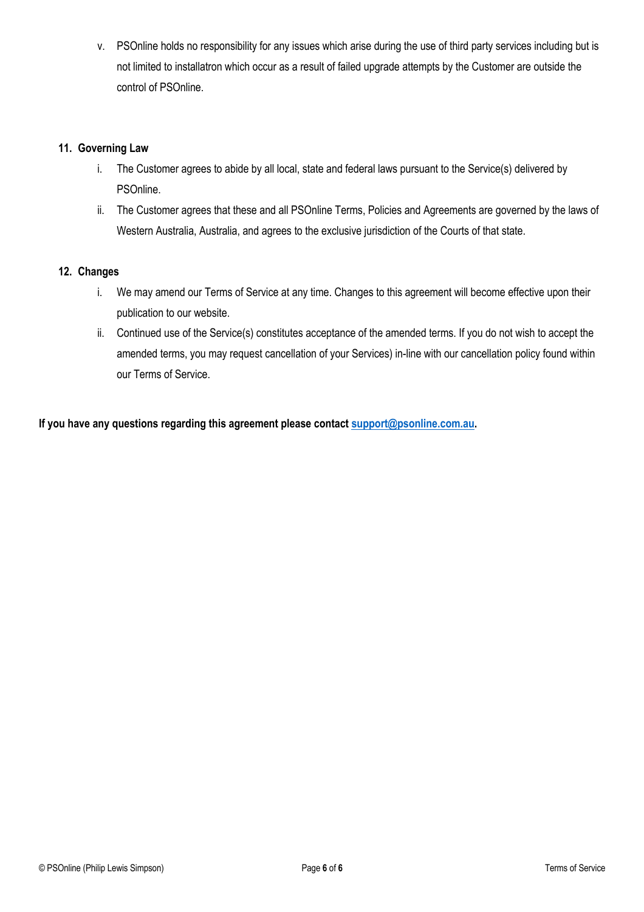v. PSOnline holds no responsibility for any issues which arise during the use of third party services including but is not limited to installatron which occur as a result of failed upgrade attempts by the Customer are outside the control of PSOnline.

**11. Governing Law**

i. The Customer agrees to abide by all local, state and federal laws pursuant to the Service(s) delivered by PSOnline.

ii. The Customer agrees that these and all PSOnline Terms, Policies and Agreements are governed by the laws of Western Australia, Australia, and agrees to the exclusive jurisdiction of the Courts of that state.

**12. Changes**

i. We may amend our Terms of Service at any time. Changes to this agreement will become effective upon their publication to our website.

ii. Continued use of the Service(s) constitutes acceptance of the amended terms. If you do not wish to accept the amended terms, you may request cancellation of your Services) in-line with our cancellation policy found within our Terms of Service.

**If you have any questions regarding this agreement please contact [support@psonline.com.au](mailto:support@psonline.com.au).**